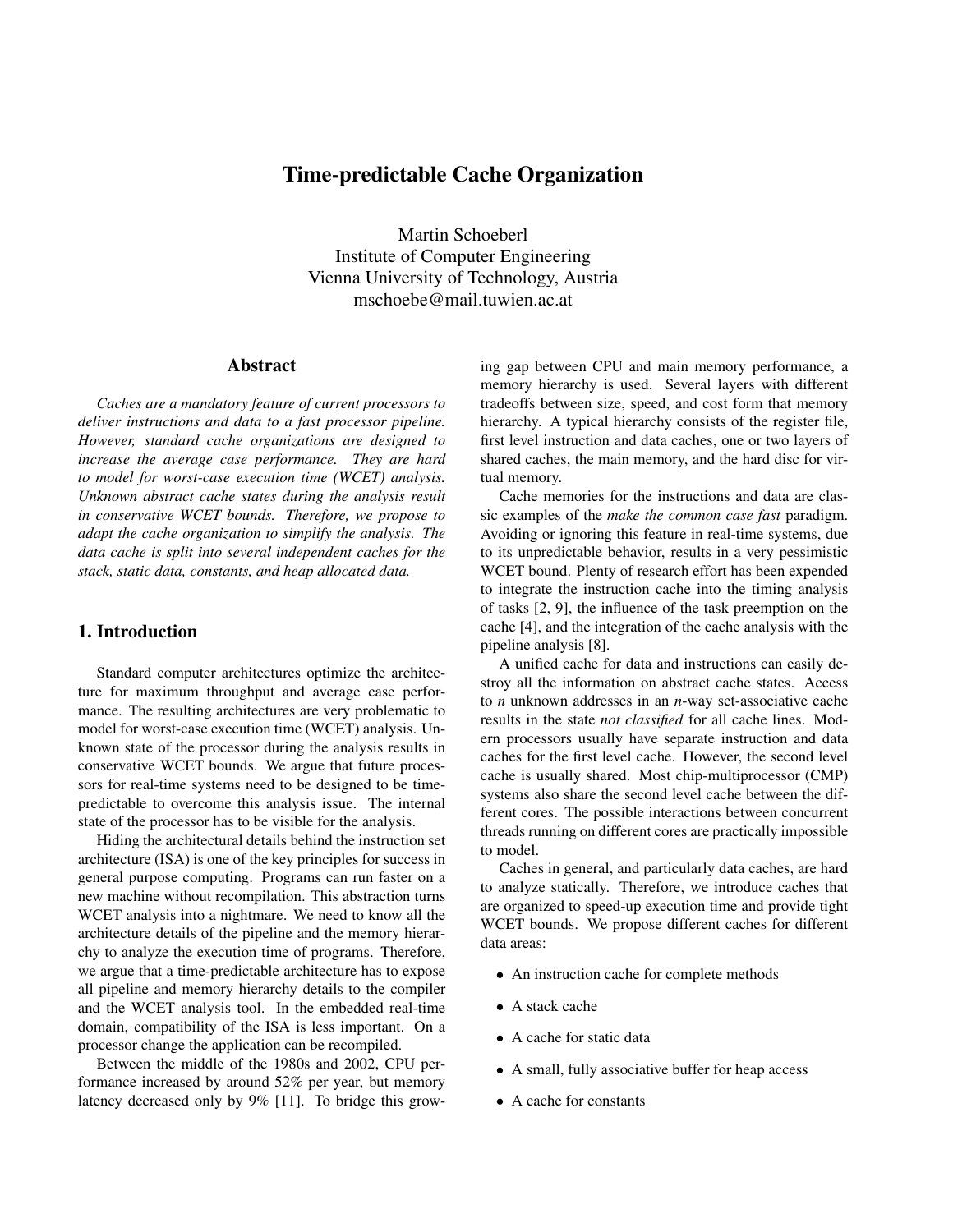# Time-predictable Cache Organization

Martin Schoeberl
Institute of Computer Engineering
Vienna University of Technology, Austria
mschoebe@mail.tuwien.ac.at

## Abstract

*Caches are a mandatory feature of current processors to deliver instructions and data to a fast processor pipeline. However, standard cache organizations are designed to increase the average case performance. They are hard to model for worst-case execution time (WCET) analysis. Unknown abstract cache states during the analysis result in conservative WCET bounds. Therefore, we propose to adapt the cache organization to simplify the analysis. The data cache is split into several independent caches for the stack, static data, constants, and heap allocated data.*

## 1. Introduction

Standard computer architectures optimize the architecture for maximum throughput and average case performance. The resulting architectures are very problematic to model for worst-case execution time (WCET) analysis. Unknown state of the processor during the analysis results in conservative WCET bounds. We argue that future processors for real-time systems need to be designed to be time-predictable to overcome this analysis issue. The internal state of the processor has to be visible for the analysis.

Hiding the architectural details behind the instruction set architecture (ISA) is one of the key principles for success in general purpose computing. Programs can run faster on a new machine without recompilation. This abstraction turns WCET analysis into a nightmare. We need to know all the architecture details of the pipeline and the memory hierarchy to analyze the execution time of programs. Therefore, we argue that a time-predictable architecture has to expose all pipeline and memory hierarchy details to the compiler and the WCET analysis tool. In the embedded real-time domain, compatibility of the ISA is less important. On a processor change the application can be recompiled.

Between the middle of the 1980s and 2002, CPU performance increased by around 52% per year, but memory latency decreased only by 9% [11]. To bridge this growing gap between CPU and main memory performance, a memory hierarchy is used. Several layers with different tradeoffs between size, speed, and cost form that memory hierarchy. A typical hierarchy consists of the register file, first level instruction and data caches, one or two layers of shared caches, the main memory, and the hard disc for virtual memory.

Cache memories for the instructions and data are classic examples of the *make the common case fast* paradigm. Avoiding or ignoring this feature in real-time systems, due to its unpredictable behavior, results in a very pessimistic WCET bound. Plenty of research effort has been expended to integrate the instruction cache into the timing analysis of tasks [2, 9], the influence of the task preemption on the cache [4], and the integration of the cache analysis with the pipeline analysis [8].

A unified cache for data and instructions can easily destroy all the information on abstract cache states. Access to *n* unknown addresses in an *n*-way set-associative cache results in the state *not classified* for all cache lines. Modern processors usually have separate instruction and data caches for the first level cache. However, the second level cache is usually shared. Most chip-multiprocessor (CMP) systems also share the second level cache between the different cores. The possible interactions between concurrent threads running on different cores are practically impossible to model.

Caches in general, and particularly data caches, are hard to analyze statically. Therefore, we introduce caches that are organized to speed-up execution time and provide tight WCET bounds. We propose different caches for different data areas:

- An instruction cache for complete methods
- A stack cache
- A cache for static data
- A small, fully associative buffer for heap access
- A cache for constants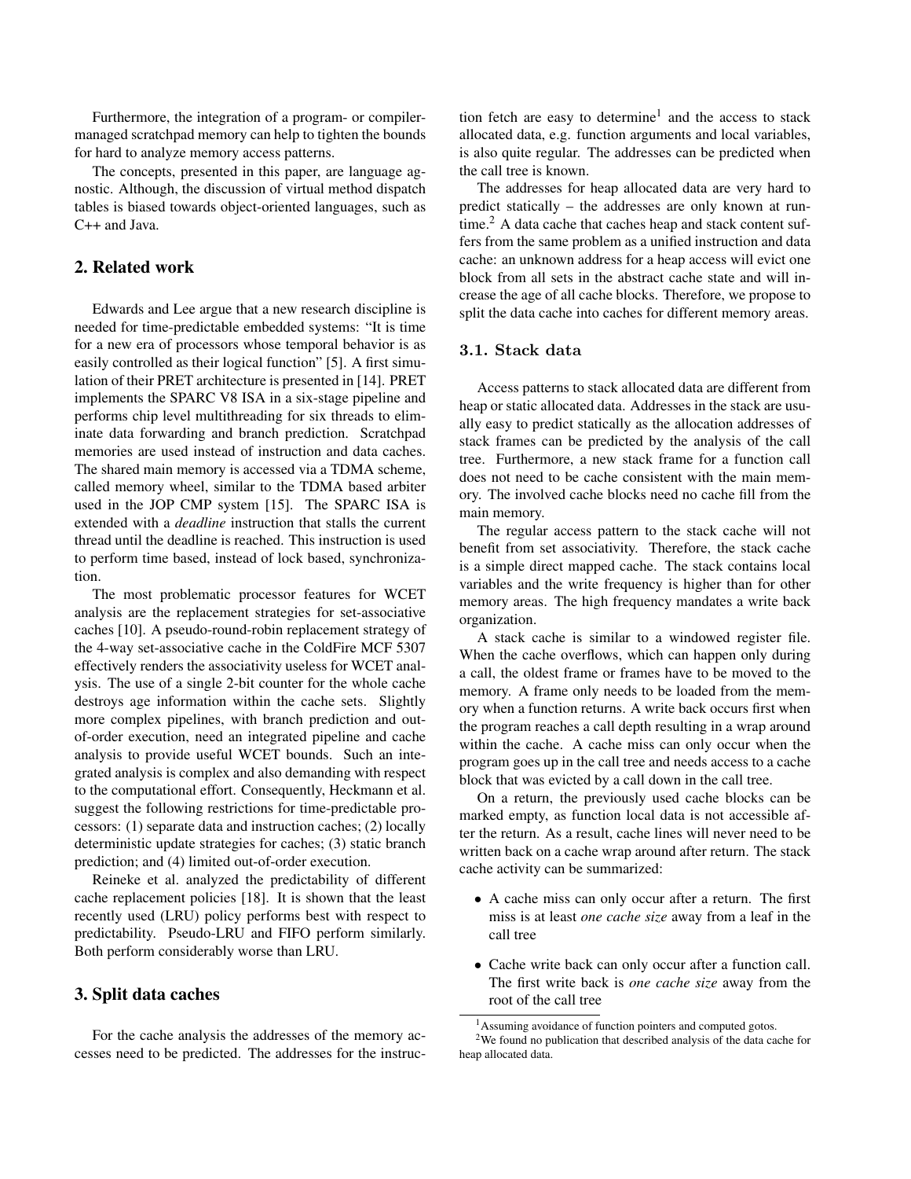Furthermore, the integration of a program- or compiler-managed scratchpad memory can help to tighten the bounds for hard to analyze memory access patterns.

The concepts, presented in this paper, are language agnostic. Although, the discussion of virtual method dispatch tables is biased towards object-oriented languages, such as C++ and Java.

## 2. Related work

Edwards and Lee argue that a new research discipline is needed for time-predictable embedded systems: "It is time for a new era of processors whose temporal behavior is as easily controlled as their logical function" [5]. A first simulation of their PRET architecture is presented in [14]. PRET implements the SPARC V8 ISA in a six-stage pipeline and performs chip level multithreading for six threads to eliminate data forwarding and branch prediction. Scratchpad memories are used instead of instruction and data caches. The shared main memory is accessed via a TDMA scheme, called memory wheel, similar to the TDMA based arbiter used in the JOP CMP system [15]. The SPARC ISA is extended with a *deadline* instruction that stalls the current thread until the deadline is reached. This instruction is used to perform time based, instead of lock based, synchronization.

The most problematic processor features for WCET analysis are the replacement strategies for set-associative caches [10]. A pseudo-round-robin replacement strategy of the 4-way set-associative cache in the ColdFire MCF 5307 effectively renders the associativity useless for WCET analysis. The use of a single 2-bit counter for the whole cache destroys age information within the cache sets. Slightly more complex pipelines, with branch prediction and out-of-order execution, need an integrated pipeline and cache analysis to provide useful WCET bounds. Such an integrated analysis is complex and also demanding with respect to the computational effort. Consequently, Heckmann et al. suggest the following restrictions for time-predictable processors: (1) separate data and instruction caches; (2) locally deterministic update strategies for caches; (3) static branch prediction; and (4) limited out-of-order execution.

Reineke et al. analyzed the predictability of different cache replacement policies [18]. It is shown that the least recently used (LRU) policy performs best with respect to predictability. Pseudo-LRU and FIFO perform similarly. Both perform considerably worse than LRU.

## 3. Split data caches

For the cache analysis the addresses of the memory accesses need to be predicted. The addresses for the instruction fetch are easy to determine[1] and the access to stack allocated data, e.g. function arguments and local variables, is also quite regular. The addresses can be predicted when the call tree is known.

The addresses for heap allocated data are very hard to predict statically – the addresses are only known at runtime.[2] A data cache that caches heap and stack content suffers from the same problem as a unified instruction and data cache: an unknown address for a heap access will evict one block from all sets in the abstract cache state and will increase the age of all cache blocks. Therefore, we propose to split the data cache into caches for different memory areas.

### 3.1. Stack data

Access patterns to stack allocated data are different from heap or static allocated data. Addresses in the stack are usually easy to predict statically as the allocation addresses of stack frames can be predicted by the analysis of the call tree. Furthermore, a new stack frame for a function call does not need to be cache consistent with the main memory. The involved cache blocks need no cache fill from the main memory.

The regular access pattern to the stack cache will not benefit from set associativity. Therefore, the stack cache is a simple direct mapped cache. The stack contains local variables and the write frequency is higher than for other memory areas. The high frequency mandates a write back organization.

A stack cache is similar to a windowed register file. When the cache overflows, which can happen only during a call, the oldest frame or frames have to be moved to the memory. A frame only needs to be loaded from the memory when a function returns. A write back occurs first when the program reaches a call depth resulting in a wrap around within the cache. A cache miss can only occur when the program goes up in the call tree and needs access to a cache block that was evicted by a call down in the call tree.

On a return, the previously used cache blocks can be marked empty, as function local data is not accessible after the return. As a result, cache lines will never need to be written back on a cache wrap around after return. The stack cache activity can be summarized:

- A cache miss can only occur after a return. The first miss is at least *one cache size* away from a leaf in the call tree
- Cache write back can only occur after a function call. The first write back is *one cache size* away from the root of the call tree

[1] Assuming avoidance of function pointers and computed gotos.

[2] We found no publication that described analysis of the data cache for heap allocated data.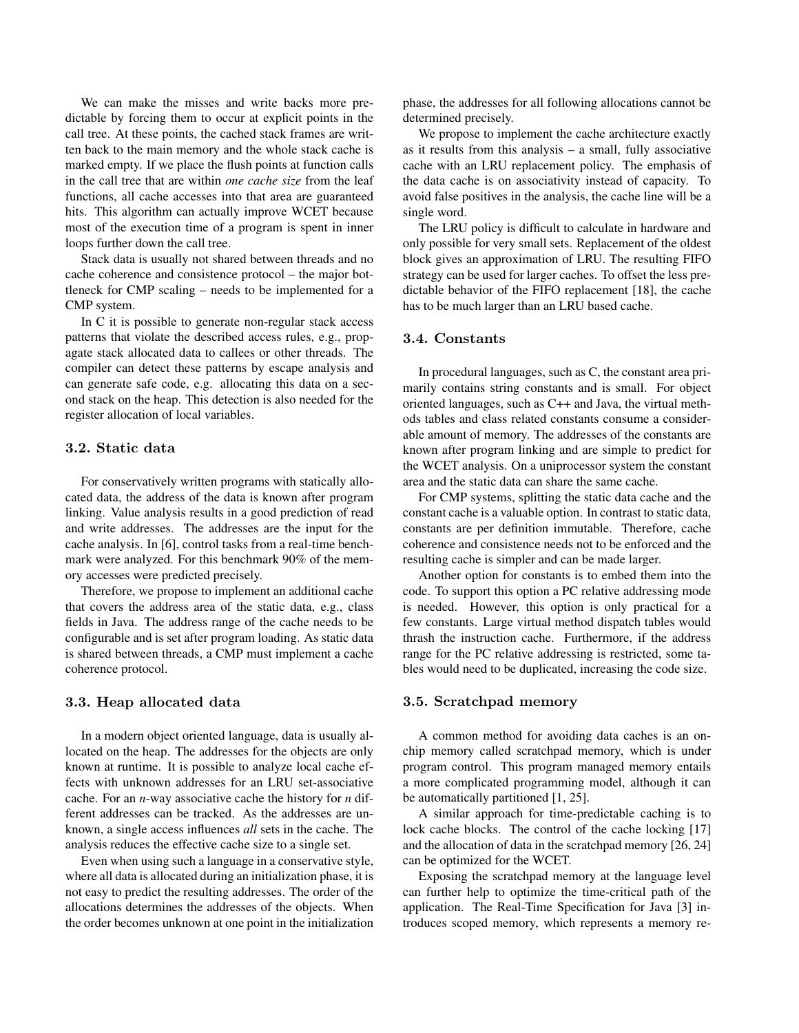We can make the misses and write backs more predictable by forcing them to occur at explicit points in the call tree. At these points, the cached stack frames are written back to the main memory and the whole stack cache is marked empty. If we place the flush points at function calls in the call tree that are within *one cache size* from the leaf functions, all cache accesses into that area are guaranteed hits. This algorithm can actually improve WCET because most of the execution time of a program is spent in inner loops further down the call tree.

Stack data is usually not shared between threads and no cache coherence and consistence protocol – the major bottleneck for CMP scaling – needs to be implemented for a CMP system.

In C it is possible to generate non-regular stack access patterns that violate the described access rules, e.g., propagate stack allocated data to callees or other threads. The compiler can detect these patterns by escape analysis and can generate safe code, e.g. allocating this data on a second stack on the heap. This detection is also needed for the register allocation of local variables.

### 3.2. Static data

For conservatively written programs with statically allocated data, the address of the data is known after program linking. Value analysis results in a good prediction of read and write addresses. The addresses are the input for the cache analysis. In [6], control tasks from a real-time benchmark were analyzed. For this benchmark 90% of the memory accesses were predicted precisely.

Therefore, we propose to implement an additional cache that covers the address area of the static data, e.g., class fields in Java. The address range of the cache needs to be configurable and is set after program loading. As static data is shared between threads, a CMP must implement a cache coherence protocol.

### 3.3. Heap allocated data

In a modern object oriented language, data is usually allocated on the heap. The addresses for the objects are only known at runtime. It is possible to analyze local cache effects with unknown addresses for an LRU set-associative cache. For an $n$-way associative cache the history for $n$ different addresses can be tracked. As the addresses are unknown, a single access influences *all* sets in the cache. The analysis reduces the effective cache size to a single set.

Even when using such a language in a conservative style, where all data is allocated during an initialization phase, it is not easy to predict the resulting addresses. The order of the allocations determines the addresses of the objects. When the order becomes unknown at one point in the initialization phase, the addresses for all following allocations cannot be determined precisely.

We propose to implement the cache architecture exactly as it results from this analysis – a small, fully associative cache with an LRU replacement policy. The emphasis of the data cache is on associativity instead of capacity. To avoid false positives in the analysis, the cache line will be a single word.

The LRU policy is difficult to calculate in hardware and only possible for very small sets. Replacement of the oldest block gives an approximation of LRU. The resulting FIFO strategy can be used for larger caches. To offset the less predictable behavior of the FIFO replacement [18], the cache has to be much larger than an LRU based cache.

### 3.4. Constants

In procedural languages, such as C, the constant area primarily contains string constants and is small. For object oriented languages, such as C++ and Java, the virtual methods tables and class related constants consume a considerable amount of memory. The addresses of the constants are known after program linking and are simple to predict for the WCET analysis. On a uniprocessor system the constant area and the static data can share the same cache.

For CMP systems, splitting the static data cache and the constant cache is a valuable option. In contrast to static data, constants are per definition immutable. Therefore, cache coherence and consistence needs not to be enforced and the resulting cache is simpler and can be made larger.

Another option for constants is to embed them into the code. To support this option a PC relative addressing mode is needed. However, this option is only practical for a few constants. Large virtual method dispatch tables would thrash the instruction cache. Furthermore, if the address range for the PC relative addressing is restricted, some tables would need to be duplicated, increasing the code size.

### 3.5. Scratchpad memory

A common method for avoiding data caches is an on-chip memory called scratchpad memory, which is under program control. This program managed memory entails a more complicated programming model, although it can be automatically partitioned [1, 25].

A similar approach for time-predictable caching is to lock cache blocks. The control of the cache locking [17] and the allocation of data in the scratchpad memory [26, 24] can be optimized for the WCET.

Exposing the scratchpad memory at the language level can further help to optimize the time-critical path of the application. The Real-Time Specification for Java [3] introduces scoped memory, which represents a memory re-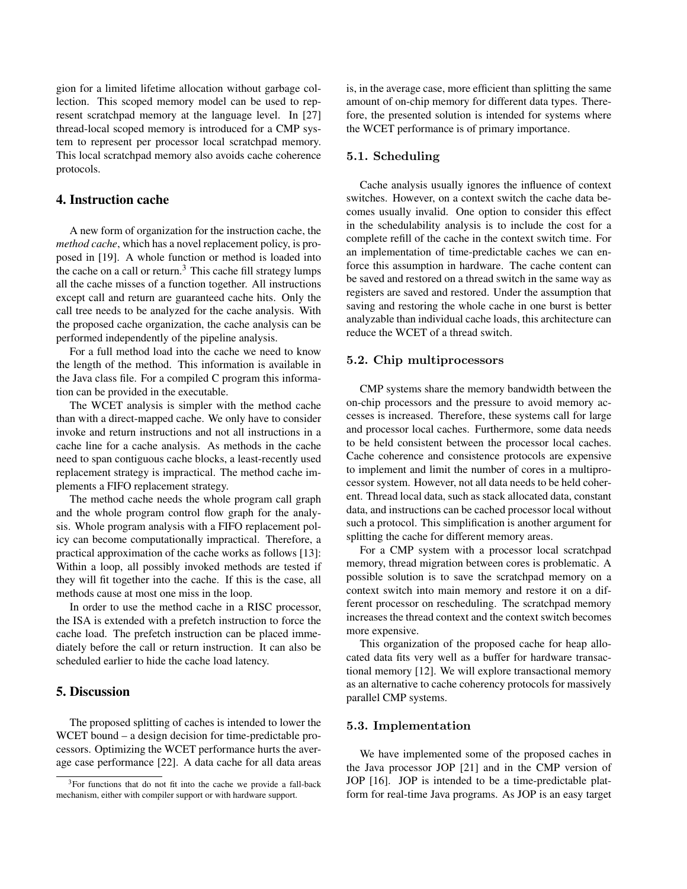gion for a limited lifetime allocation without garbage collection. This scoped memory model can be used to represent scratchpad memory at the language level. In [27] thread-local scoped memory is introduced for a CMP system to represent per processor local scratchpad memory. This local scratchpad memory also avoids cache coherence protocols.

## 4. Instruction cache

A new form of organization for the instruction cache, the *method cache*, which has a novel replacement policy, is proposed in [19]. A whole function or method is loaded into the cache on a call or return.[3] This cache fill strategy lumps all the cache misses of a function together. All instructions except call and return are guaranteed cache hits. Only the call tree needs to be analyzed for the cache analysis. With the proposed cache organization, the cache analysis can be performed independently of the pipeline analysis.

For a full method load into the cache we need to know the length of the method. This information is available in the Java class file. For a compiled C program this information can be provided in the executable.

The WCET analysis is simpler with the method cache than with a direct-mapped cache. We only have to consider invoke and return instructions and not all instructions in a cache line for a cache analysis. As methods in the cache need to span contiguous cache blocks, a least-recently used replacement strategy is impractical. The method cache implements a FIFO replacement strategy.

The method cache needs the whole program call graph and the whole program control flow graph for the analysis. Whole program analysis with a FIFO replacement policy can become computationally impractical. Therefore, a practical approximation of the cache works as follows [13]: Within a loop, all possibly invoked methods are tested if they will fit together into the cache. If this is the case, all methods cause at most one miss in the loop.

In order to use the method cache in a RISC processor, the ISA is extended with a prefetch instruction to force the cache load. The prefetch instruction can be placed immediately before the call or return instruction. It can also be scheduled earlier to hide the cache load latency.

## 5. Discussion

The proposed splitting of caches is intended to lower the WCET bound – a design decision for time-predictable processors. Optimizing the WCET performance hurts the average case performance [22]. A data cache for all data areas is, in the average case, more efficient than splitting the same amount of on-chip memory for different data types. Therefore, the presented solution is intended for systems where the WCET performance is of primary importance.

### 5.1. Scheduling

Cache analysis usually ignores the influence of context switches. However, on a context switch the cache data becomes usually invalid. One option to consider this effect in the schedulability analysis is to include the cost for a complete refill of the cache in the context switch time. For an implementation of time-predictable caches we can enforce this assumption in hardware. The cache content can be saved and restored on a thread switch in the same way as registers are saved and restored. Under the assumption that saving and restoring the whole cache in one burst is better analyzable than individual cache loads, this architecture can reduce the WCET of a thread switch.

### 5.2. Chip multiprocessors

CMP systems share the memory bandwidth between the on-chip processors and the pressure to avoid memory accesses is increased. Therefore, these systems call for large and processor local caches. Furthermore, some data needs to be held consistent between the processor local caches. Cache coherence and consistence protocols are expensive to implement and limit the number of cores in a multiprocessor system. However, not all data needs to be held coherent. Thread local data, such as stack allocated data, constant data, and instructions can be cached processor local without such a protocol. This simplification is another argument for splitting the cache for different memory areas.

For a CMP system with a processor local scratchpad memory, thread migration between cores is problematic. A possible solution is to save the scratchpad memory on a context switch into main memory and restore it on a different processor on rescheduling. The scratchpad memory increases the thread context and the context switch becomes more expensive.

This organization of the proposed cache for heap allocated data fits very well as a buffer for hardware transactional memory [12]. We will explore transactional memory as an alternative to cache coherency protocols for massively parallel CMP systems.

### 5.3. Implementation

We have implemented some of the proposed caches in the Java processor JOP [21] and in the CMP version of JOP [16]. JOP is intended to be a time-predictable platform for real-time Java programs. As JOP is an easy target

[3] For functions that do not fit into the cache we provide a fall-back mechanism, either with compiler support or with hardware support.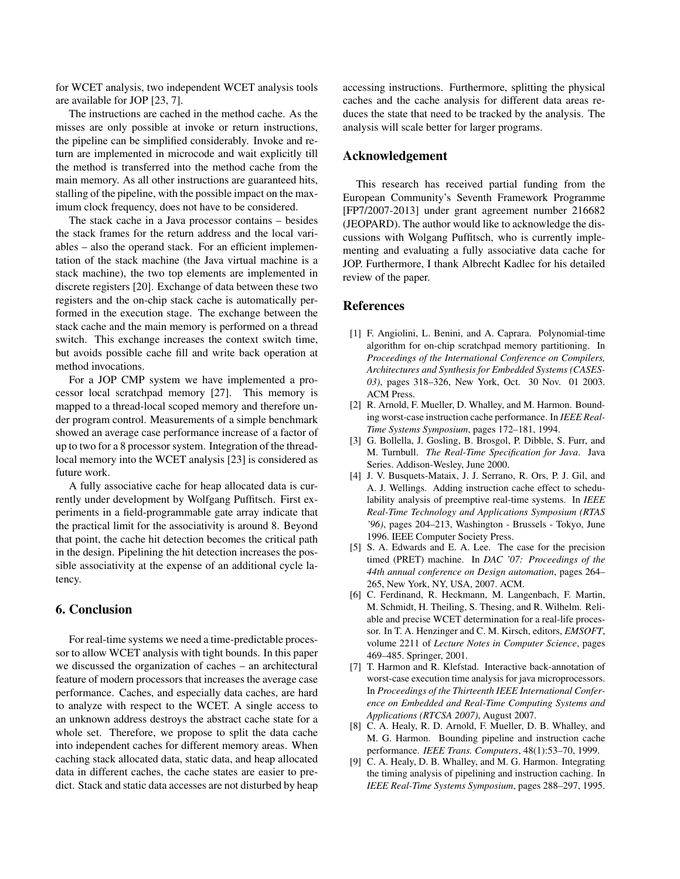for WCET analysis, two independent WCET analysis tools are available for JOP [23, 7].

The instructions are cached in the method cache. As the misses are only possible at invoke or return instructions, the pipeline can be simplified considerably. Invoke and return are implemented in microcode and wait explicitly till the method is transferred into the method cache from the main memory. As all other instructions are guaranteed hits, stalling of the pipeline, with the possible impact on the maximum clock frequency, does not have to be considered.

The stack cache in a Java processor contains – besides the stack frames for the return address and the local variables – also the operand stack. For an efficient implementation of the stack machine (the Java virtual machine is a stack machine), the two top elements are implemented in discrete registers [20]. Exchange of data between these two registers and the on-chip stack cache is automatically performed in the execution stage. The exchange between the stack cache and the main memory is performed on a thread switch. This exchange increases the context switch time, but avoids possible cache fill and write back operation at method invocations.

For a JOP CMP system we have implemented a processor local scratchpad memory [27]. This memory is mapped to a thread-local scoped memory and therefore under program control. Measurements of a simple benchmark showed an average case performance increase of a factor of up to two for a 8 processor system. Integration of the thread-local memory into the WCET analysis [23] is considered as future work.

A fully associative cache for heap allocated data is currently under development by Wolfgang Puffitsch. First experiments in a field-programmable gate array indicate that the practical limit for the associativity is around 8. Beyond that point, the cache hit detection becomes the critical path in the design. Pipelining the hit detection increases the possible associativity at the expense of an additional cycle latency.

## 6. Conclusion

For real-time systems we need a time-predictable processor to allow WCET analysis with tight bounds. In this paper we discussed the organization of caches – an architectural feature of modern processors that increases the average case performance. Caches, and especially data caches, are hard to analyze with respect to the WCET. A single access to an unknown address destroys the abstract cache state for a whole set. Therefore, we propose to split the data cache into independent caches for different memory areas. When caching stack allocated data, static data, and heap allocated data in different caches, the cache states are easier to predict. Stack and static data accesses are not disturbed by heap accessing instructions. Furthermore, splitting the physical caches and the cache analysis for different data areas reduces the state that need to be tracked by the analysis. The analysis will scale better for larger programs.

## Acknowledgement

This research has received partial funding from the European Community's Seventh Framework Programme [FP7/2007-2013] under grant agreement number 216682 (JEOPARD). The author would like to acknowledge the discussions with Wolgang Puffitsch, who is currently implementing and evaluating a fully associative data cache for JOP. Furthermore, I thank Albrecht Kadlec for his detailed review of the paper.

## References

[1] F. Angiolini, L. Benini, and A. Caprara. Polynomial-time algorithm for on-chip scratchpad memory partitioning. In *Proceedings of the International Conference on Compilers, Architectures and Synthesis for Embedded Systems (CASES-03)*, pages 318–326, New York, Oct. 30 Nov. 01 2003. ACM Press.

[2] R. Arnold, F. Mueller, D. Whalley, and M. Harmon. Bounding worst-case instruction cache performance. In *IEEE Real-Time Systems Symposium*, pages 172–181, 1994.

[3] G. Bollella, J. Gosling, B. Brosgol, P. Dibble, S. Furr, and M. Turnbull. *The Real-Time Specification for Java*. Java Series. Addison-Wesley, June 2000.

[4] J. V. Busquets-Mataix, J. J. Serrano, R. Ors, P. J. Gil, and A. J. Wellings. Adding instruction cache effect to schedulability analysis of preemptive real-time systems. In *IEEE Real-Time Technology and Applications Symposium (RTAS '96)*, pages 204–213, Washington - Brussels - Tokyo, June 1996. IEEE Computer Society Press.

[5] S. A. Edwards and E. A. Lee. The case for the precision timed (PRET) machine. In *DAC '07: Proceedings of the 44th annual conference on Design automation*, pages 264–265, New York, NY, USA, 2007. ACM.

[6] C. Ferdinand, R. Heckmann, M. Langenbach, F. Martin, M. Schmidt, H. Theiling, S. Thesing, and R. Wilhelm. Reliable and precise WCET determination for a real-life processor. In T. A. Henzinger and C. M. Kirsch, editors, *EMSOFT*, volume 2211 of *Lecture Notes in Computer Science*, pages 469–485. Springer, 2001.

[7] T. Harmon and R. Klefstad. Interactive back-annotation of worst-case execution time analysis for java microprocessors. In *Proceedings of the Thirteenth IEEE International Conference on Embedded and Real-Time Computing Systems and Applications (RTCSA 2007)*, August 2007.

[8] C. A. Healy, R. D. Arnold, F. Mueller, D. B. Whalley, and M. G. Harmon. Bounding pipeline and instruction cache performance. *IEEE Trans. Computers*, 48(1):53–70, 1999.

[9] C. A. Healy, D. B. Whalley, and M. G. Harmon. Integrating the timing analysis of pipelining and instruction caching. In *IEEE Real-Time Systems Symposium*, pages 288–297, 1995.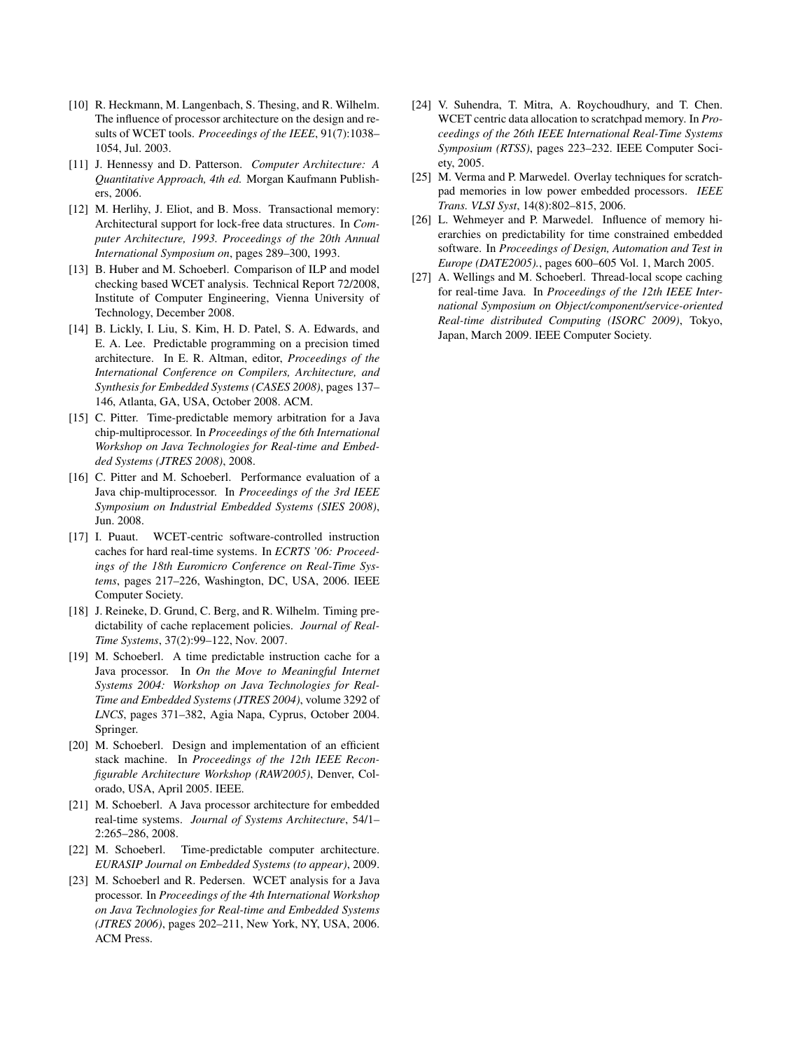[10] R. Heckmann, M. Langenbach, S. Thesing, and R. Wilhelm. The influence of processor architecture on the design and results of WCET tools. *Proceedings of the IEEE*, 91(7):1038–1054, Jul. 2003.

[11] J. Hennessy and D. Patterson. *Computer Architecture: A Quantitative Approach, 4th ed.* Morgan Kaufmann Publishers, 2006.

[12] M. Herlihy, J. Eliot, and B. Moss. Transactional memory: Architectural support for lock-free data structures. In *Computer Architecture, 1993. Proceedings of the 20th Annual International Symposium on*, pages 289–300, 1993.

[13] B. Huber and M. Schoeberl. Comparison of ILP and model checking based WCET analysis. Technical Report 72/2008, Institute of Computer Engineering, Vienna University of Technology, December 2008.

[14] B. Lickly, I. Liu, S. Kim, H. D. Patel, S. A. Edwards, and E. A. Lee. Predictable programming on a precision timed architecture. In E. R. Altman, editor, *Proceedings of the International Conference on Compilers, Architecture, and Synthesis for Embedded Systems (CASES 2008)*, pages 137–146, Atlanta, GA, USA, October 2008. ACM.

[15] C. Pitter. Time-predictable memory arbitration for a Java chip-multiprocessor. In *Proceedings of the 6th International Workshop on Java Technologies for Real-time and Embedded Systems (JTRES 2008)*, 2008.

[16] C. Pitter and M. Schoeberl. Performance evaluation of a Java chip-multiprocessor. In *Proceedings of the 3rd IEEE Symposium on Industrial Embedded Systems (SIES 2008)*, Jun. 2008.

[17] I. Puaut. WCET-centric software-controlled instruction caches for hard real-time systems. In *ECRTS '06: Proceedings of the 18th Euromicro Conference on Real-Time Systems*, pages 217–226, Washington, DC, USA, 2006. IEEE Computer Society.

[18] J. Reineke, D. Grund, C. Berg, and R. Wilhelm. Timing predictability of cache replacement policies. *Journal of Real-Time Systems*, 37(2):99–122, Nov. 2007.

[19] M. Schoeberl. A time predictable instruction cache for a Java processor. In *On the Move to Meaningful Internet Systems 2004: Workshop on Java Technologies for Real-Time and Embedded Systems (JTRES 2004)*, volume 3292 of *LNCS*, pages 371–382, Agia Napa, Cyprus, October 2004. Springer.

[20] M. Schoeberl. Design and implementation of an efficient stack machine. In *Proceedings of the 12th IEEE Reconfigurable Architecture Workshop (RAW2005)*, Denver, Colorado, USA, April 2005. IEEE.

[21] M. Schoeberl. A Java processor architecture for embedded real-time systems. *Journal of Systems Architecture*, 54/1–2:265–286, 2008.

[22] M. Schoeberl. Time-predictable computer architecture. *EURASIP Journal on Embedded Systems (to appear)*, 2009.

[23] M. Schoeberl and R. Pedersen. WCET analysis for a Java processor. In *Proceedings of the 4th International Workshop on Java Technologies for Real-time and Embedded Systems (JTRES 2006)*, pages 202–211, New York, NY, USA, 2006. ACM Press.

[24] V. Suhendra, T. Mitra, A. Roychoudhury, and T. Chen. WCET centric data allocation to scratchpad memory. In *Proceedings of the 26th IEEE International Real-Time Systems Symposium (RTSS)*, pages 223–232. IEEE Computer Society, 2005.

[25] M. Verma and P. Marwedel. Overlay techniques for scratchpad memories in low power embedded processors. *IEEE Trans. VLSI Syst*, 14(8):802–815, 2006.

[26] L. Wehmeyer and P. Marwedel. Influence of memory hierarchies on predictability for time constrained embedded software. In *Proceedings of Design, Automation and Test in Europe (DATE2005).*, pages 600–605 Vol. 1, March 2005.

[27] A. Wellings and M. Schoeberl. Thread-local scope caching for real-time Java. In *Proceedings of the 12th IEEE International Symposium on Object/component/service-oriented Real-time distributed Computing (ISORC 2009)*, Tokyo, Japan, March 2009. IEEE Computer Society.